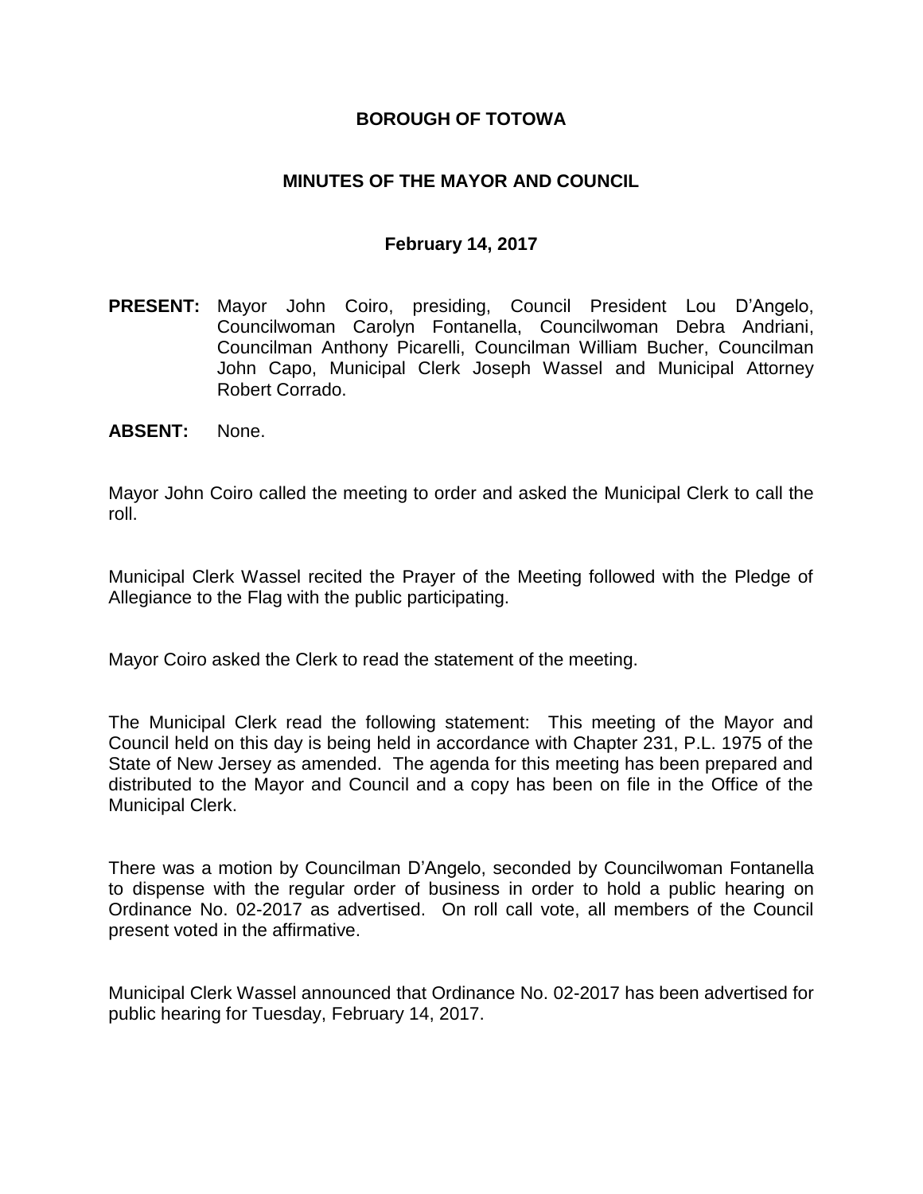# BOROUGH OF TOTOWA

## MINUTES OF THE MAYOR AND COUNCIL

### February 14, 2017

**PRESENT:** Mayor John Coiro, presiding, Council President Lou D'Angelo, Councilwoman Carolyn Fontanella, Councilwoman Debra Andriani, Councilman Anthony Picarelli, Councilman William Bucher, Councilman John Capo, Municipal Clerk Joseph Wassel and Municipal Attorney Robert Corrado.

**ABSENT:** None.

Mayor John Coiro called the meeting to order and asked the Municipal Clerk to call the roll.

Municipal Clerk Wassel recited the Prayer of the Meeting followed with the Pledge of Allegiance to the Flag with the public participating.

Mayor Coiro asked the Clerk to read the statement of the meeting.

The Municipal Clerk read the following statement: This meeting of the Mayor and Council held on this day is being held in accordance with Chapter 231, P.L. 1975 of the State of New Jersey as amended. The agenda for this meeting has been prepared and distributed to the Mayor and Council and a copy has been on file in the Office of the Municipal Clerk.

There was a motion by Councilman D'Angelo, seconded by Councilwoman Fontanella to dispense with the regular order of business in order to hold a public hearing on Ordinance No. 02-2017 as advertised. On roll call vote, all members of the Council present voted in the affirmative.

Municipal Clerk Wassel announced that Ordinance No. 02-2017 has been advertised for public hearing for Tuesday, February 14, 2017.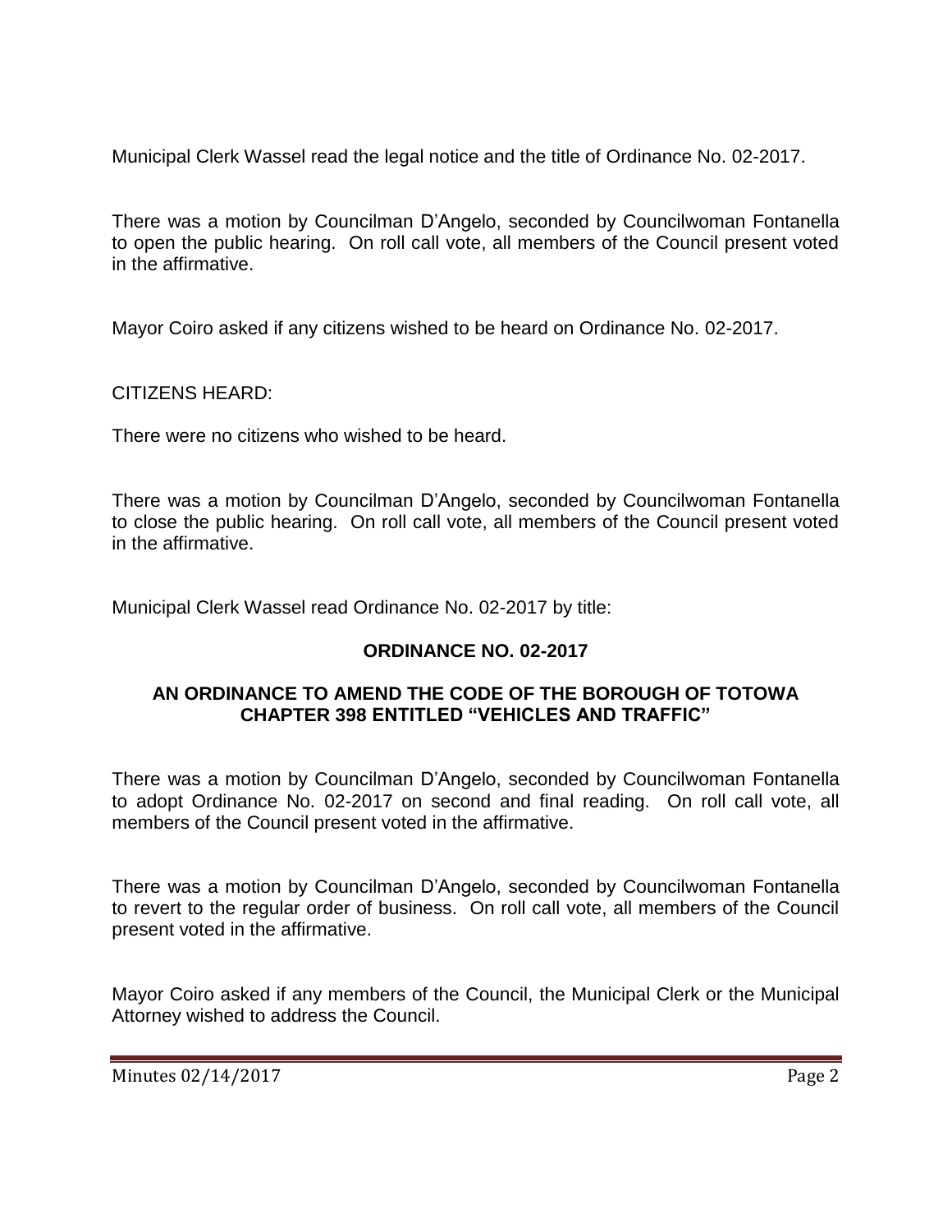Municipal Clerk Wassel read the legal notice and the title of Ordinance No. 02-2017.

There was a motion by Councilman D'Angelo, seconded by Councilwoman Fontanella to open the public hearing. On roll call vote, all members of the Council present voted in the affirmative.

Mayor Coiro asked if any citizens wished to be heard on Ordinance No. 02-2017.

CITIZENS HEARD:

There were no citizens who wished to be heard.

There was a motion by Councilman D'Angelo, seconded by Councilwoman Fontanella to close the public hearing. On roll call vote, all members of the Council present voted in the affirmative.

Municipal Clerk Wassel read Ordinance No. 02-2017 by title:

**ORDINANCE NO. 02-2017**

**AN ORDINANCE TO AMEND THE CODE OF THE BOROUGH OF TOTOWA CHAPTER 398 ENTITLED "VEHICLES AND TRAFFIC"**

There was a motion by Councilman D'Angelo, seconded by Councilwoman Fontanella to adopt Ordinance No. 02-2017 on second and final reading. On roll call vote, all members of the Council present voted in the affirmative.

There was a motion by Councilman D'Angelo, seconded by Councilwoman Fontanella to revert to the regular order of business. On roll call vote, all members of the Council present voted in the affirmative.

Mayor Coiro asked if any members of the Council, the Municipal Clerk or the Municipal Attorney wished to address the Council.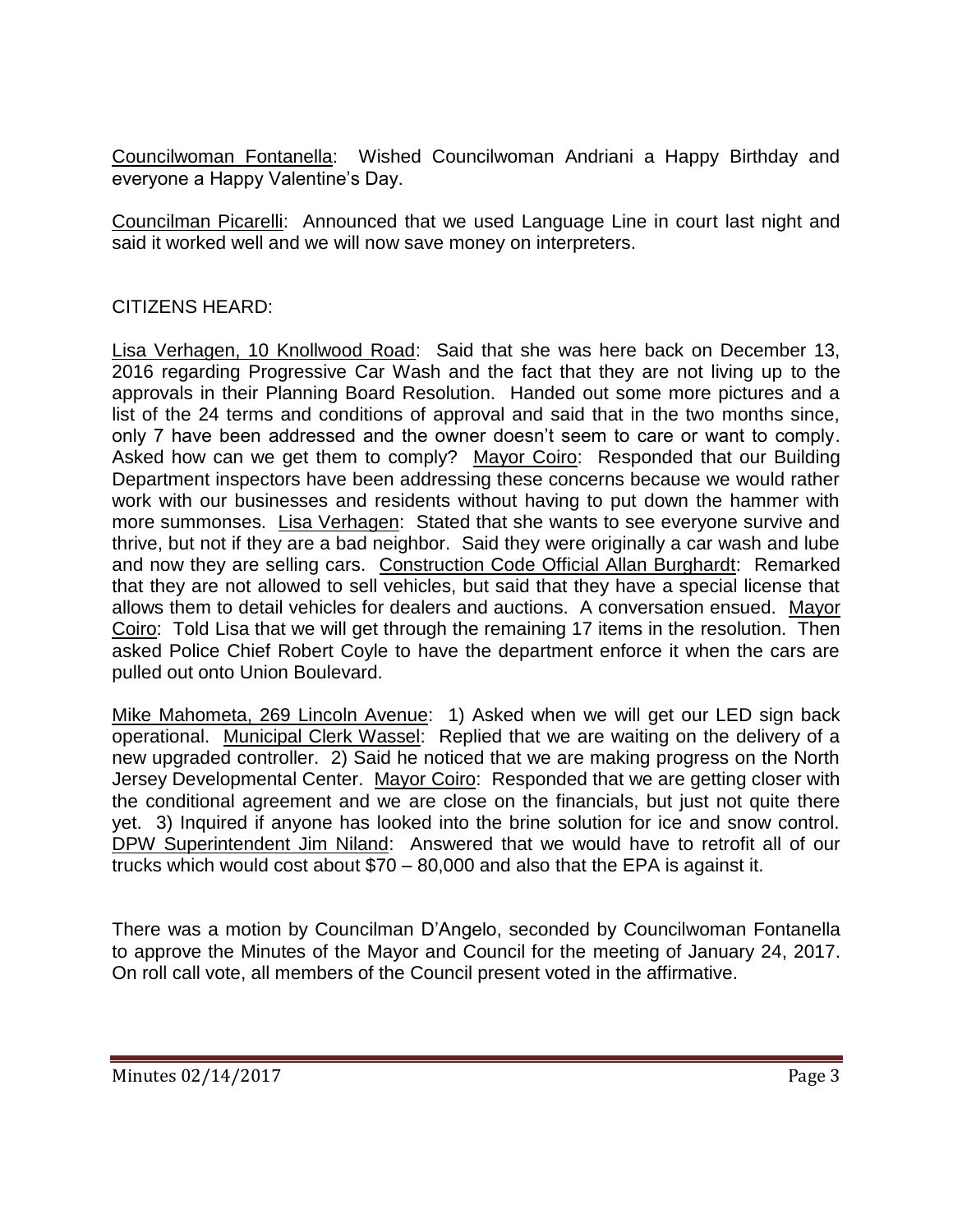Councilwoman Fontanella: Wished Councilwoman Andriani a Happy Birthday and everyone a Happy Valentine's Day.

Councilman Picarelli: Announced that we used Language Line in court last night and said it worked well and we will now save money on interpreters.

CITIZENS HEARD:

Lisa Verhagen, 10 Knollwood Road: Said that she was here back on December 13, 2016 regarding Progressive Car Wash and the fact that they are not living up to the approvals in their Planning Board Resolution. Handed out some more pictures and a list of the 24 terms and conditions of approval and said that in the two months since, only 7 have been addressed and the owner doesn't seem to care or want to comply. Asked how can we get them to comply? Mayor Coiro: Responded that our Building Department inspectors have been addressing these concerns because we would rather work with our businesses and residents without having to put down the hammer with more summonses. Lisa Verhagen: Stated that she wants to see everyone survive and thrive, but not if they are a bad neighbor. Said they were originally a car wash and lube and now they are selling cars. Construction Code Official Allan Burghardt: Remarked that they are not allowed to sell vehicles, but said that they have a special license that allows them to detail vehicles for dealers and auctions. A conversation ensued. Mayor Coiro: Told Lisa that we will get through the remaining 17 items in the resolution. Then asked Police Chief Robert Coyle to have the department enforce it when the cars are pulled out onto Union Boulevard.

Mike Mahometa, 269 Lincoln Avenue: 1) Asked when we will get our LED sign back operational. Municipal Clerk Wassel: Replied that we are waiting on the delivery of a new upgraded controller. 2) Said he noticed that we are making progress on the North Jersey Developmental Center. Mayor Coiro: Responded that we are getting closer with the conditional agreement and we are close on the financials, but just not quite there yet. 3) Inquired if anyone has looked into the brine solution for ice and snow control. DPW Superintendent Jim Niland: Answered that we would have to retrofit all of our trucks which would cost about $70 – 80,000 and also that the EPA is against it.

There was a motion by Councilman D'Angelo, seconded by Councilwoman Fontanella to approve the Minutes of the Mayor and Council for the meeting of January 24, 2017. On roll call vote, all members of the Council present voted in the affirmative.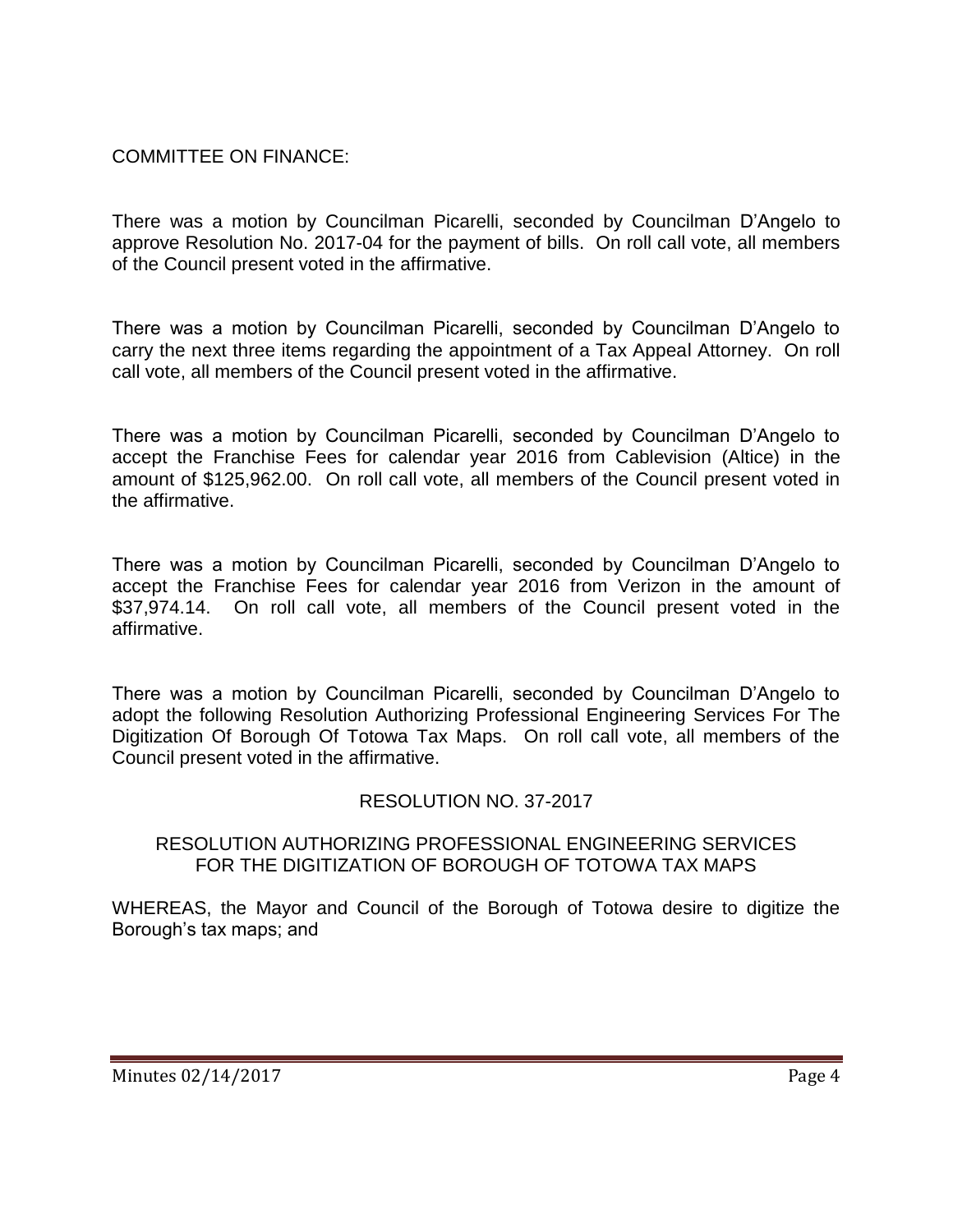COMMITTEE ON FINANCE:

There was a motion by Councilman Picarelli, seconded by Councilman D'Angelo to approve Resolution No. 2017-04 for the payment of bills. On roll call vote, all members of the Council present voted in the affirmative.

There was a motion by Councilman Picarelli, seconded by Councilman D'Angelo to carry the next three items regarding the appointment of a Tax Appeal Attorney. On roll call vote, all members of the Council present voted in the affirmative.

There was a motion by Councilman Picarelli, seconded by Councilman D'Angelo to accept the Franchise Fees for calendar year 2016 from Cablevision (Altice) in the amount of $125,962.00. On roll call vote, all members of the Council present voted in the affirmative.

There was a motion by Councilman Picarelli, seconded by Councilman D'Angelo to accept the Franchise Fees for calendar year 2016 from Verizon in the amount of $37,974.14. On roll call vote, all members of the Council present voted in the affirmative.

There was a motion by Councilman Picarelli, seconded by Councilman D'Angelo to adopt the following Resolution Authorizing Professional Engineering Services For The Digitization Of Borough Of Totowa Tax Maps. On roll call vote, all members of the Council present voted in the affirmative.

RESOLUTION NO. 37-2017

RESOLUTION AUTHORIZING PROFESSIONAL ENGINEERING SERVICES FOR THE DIGITIZATION OF BOROUGH OF TOTOWA TAX MAPS

WHEREAS, the Mayor and Council of the Borough of Totowa desire to digitize the Borough's tax maps; and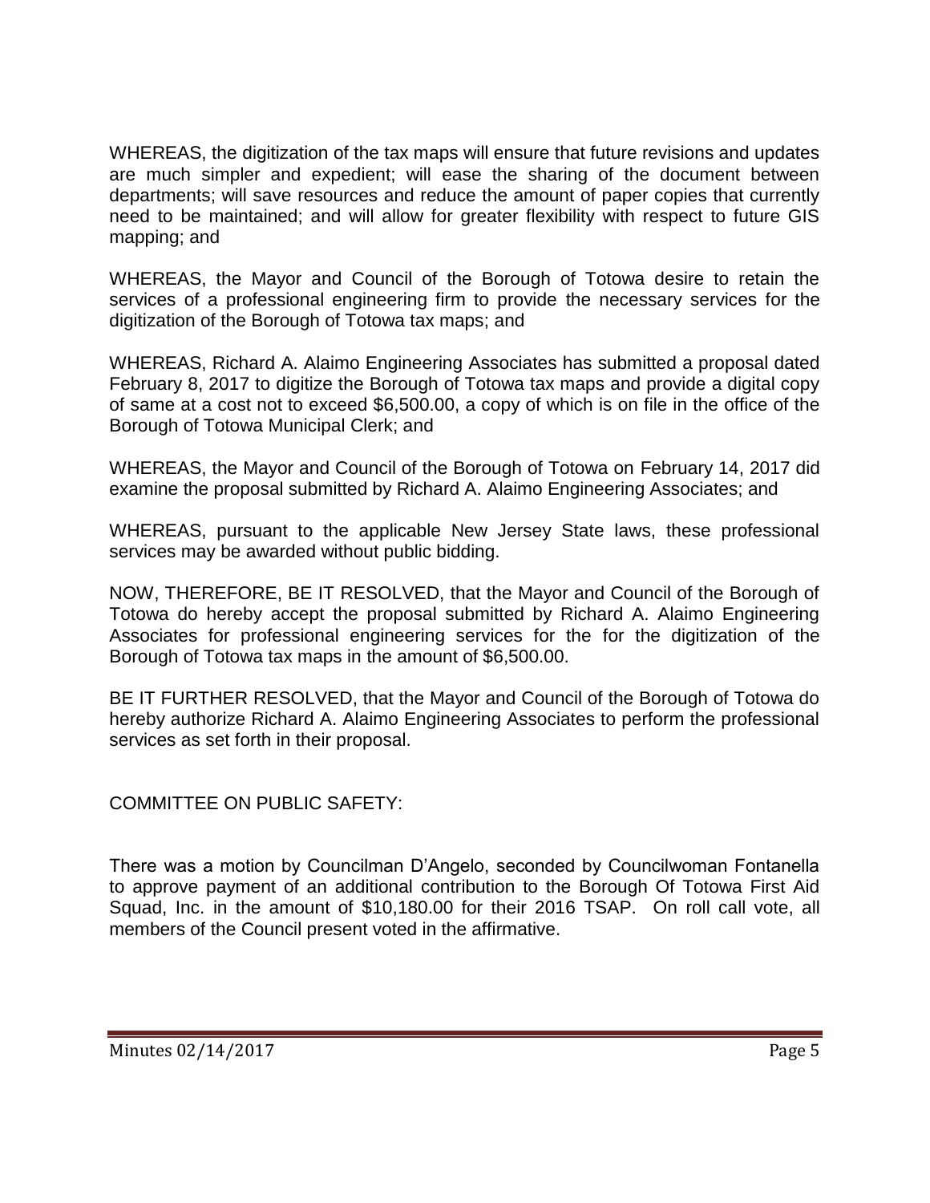WHEREAS, the digitization of the tax maps will ensure that future revisions and updates are much simpler and expedient; will ease the sharing of the document between departments; will save resources and reduce the amount of paper copies that currently need to be maintained; and will allow for greater flexibility with respect to future GIS mapping; and

WHEREAS, the Mayor and Council of the Borough of Totowa desire to retain the services of a professional engineering firm to provide the necessary services for the digitization of the Borough of Totowa tax maps; and

WHEREAS, Richard A. Alaimo Engineering Associates has submitted a proposal dated February 8, 2017 to digitize the Borough of Totowa tax maps and provide a digital copy of same at a cost not to exceed $6,500.00, a copy of which is on file in the office of the Borough of Totowa Municipal Clerk; and

WHEREAS, the Mayor and Council of the Borough of Totowa on February 14, 2017 did examine the proposal submitted by Richard A. Alaimo Engineering Associates; and

WHEREAS, pursuant to the applicable New Jersey State laws, these professional services may be awarded without public bidding.

NOW, THEREFORE, BE IT RESOLVED, that the Mayor and Council of the Borough of Totowa do hereby accept the proposal submitted by Richard A. Alaimo Engineering Associates for professional engineering services for the for the digitization of the Borough of Totowa tax maps in the amount of $6,500.00.

BE IT FURTHER RESOLVED, that the Mayor and Council of the Borough of Totowa do hereby authorize Richard A. Alaimo Engineering Associates to perform the professional services as set forth in their proposal.

COMMITTEE ON PUBLIC SAFETY:

There was a motion by Councilman D'Angelo, seconded by Councilwoman Fontanella to approve payment of an additional contribution to the Borough Of Totowa First Aid Squad, Inc. in the amount of $10,180.00 for their 2016 TSAP. On roll call vote, all members of the Council present voted in the affirmative.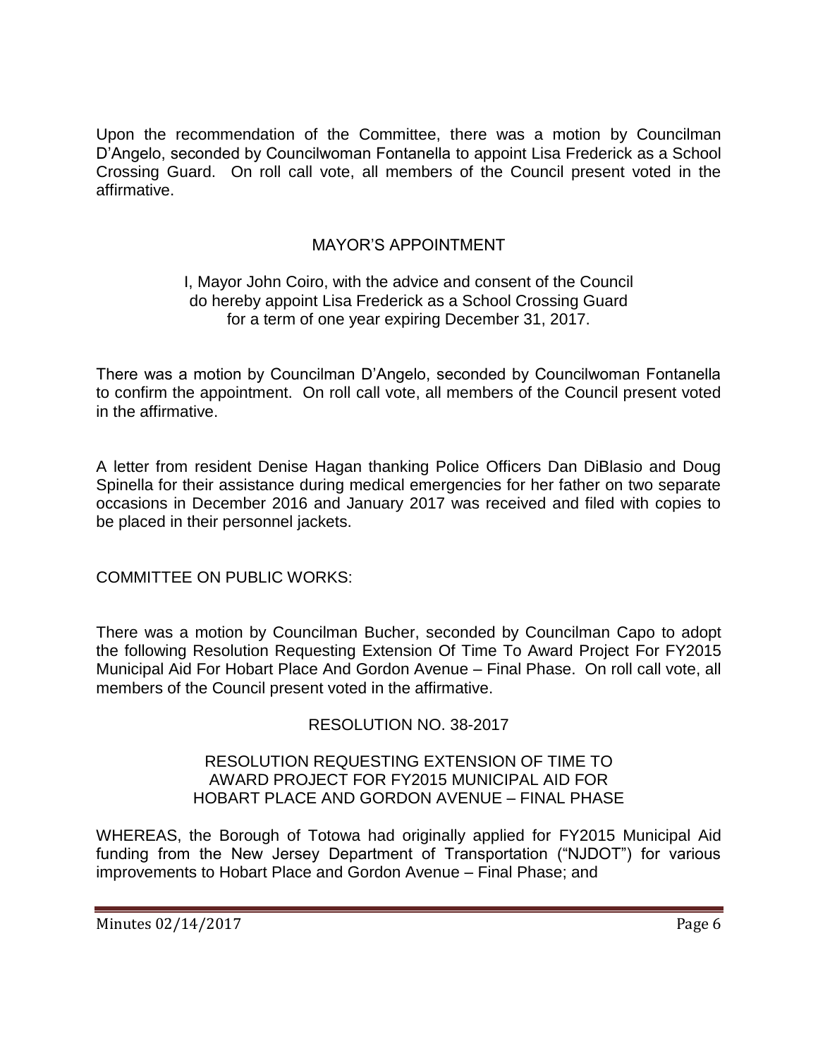Upon the recommendation of the Committee, there was a motion by Councilman D'Angelo, seconded by Councilwoman Fontanella to appoint Lisa Frederick as a School Crossing Guard. On roll call vote, all members of the Council present voted in the affirmative.

MAYOR'S APPOINTMENT

I, Mayor John Coiro, with the advice and consent of the Council do hereby appoint Lisa Frederick as a School Crossing Guard for a term of one year expiring December 31, 2017.

There was a motion by Councilman D'Angelo, seconded by Councilwoman Fontanella to confirm the appointment. On roll call vote, all members of the Council present voted in the affirmative.

A letter from resident Denise Hagan thanking Police Officers Dan DiBlasio and Doug Spinella for their assistance during medical emergencies for her father on two separate occasions in December 2016 and January 2017 was received and filed with copies to be placed in their personnel jackets.

COMMITTEE ON PUBLIC WORKS:

There was a motion by Councilman Bucher, seconded by Councilman Capo to adopt the following Resolution Requesting Extension Of Time To Award Project For FY2015 Municipal Aid For Hobart Place And Gordon Avenue – Final Phase. On roll call vote, all members of the Council present voted in the affirmative.

RESOLUTION NO. 38-2017

RESOLUTION REQUESTING EXTENSION OF TIME TO AWARD PROJECT FOR FY2015 MUNICIPAL AID FOR HOBART PLACE AND GORDON AVENUE – FINAL PHASE

WHEREAS, the Borough of Totowa had originally applied for FY2015 Municipal Aid funding from the New Jersey Department of Transportation ("NJDOT") for various improvements to Hobart Place and Gordon Avenue – Final Phase; and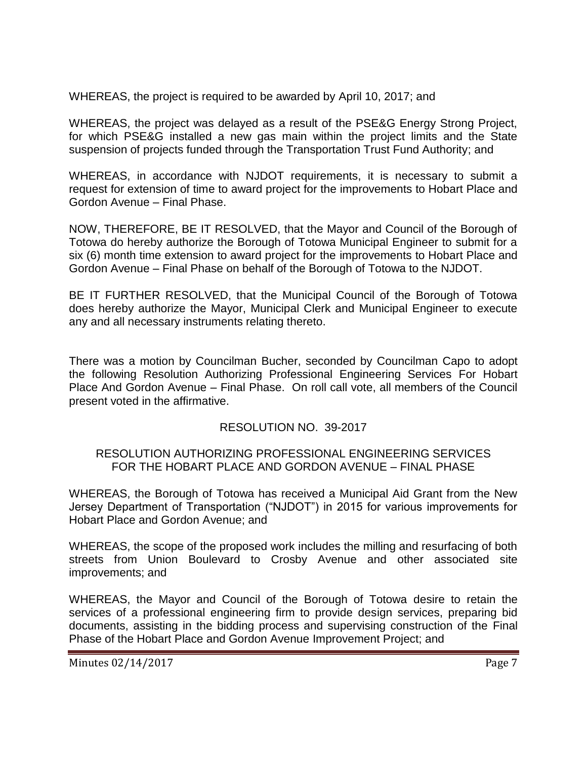WHEREAS, the project is required to be awarded by April 10, 2017; and

WHEREAS, the project was delayed as a result of the PSE&G Energy Strong Project, for which PSE&G installed a new gas main within the project limits and the State suspension of projects funded through the Transportation Trust Fund Authority; and

WHEREAS, in accordance with NJDOT requirements, it is necessary to submit a request for extension of time to award project for the improvements to Hobart Place and Gordon Avenue – Final Phase.

NOW, THEREFORE, BE IT RESOLVED, that the Mayor and Council of the Borough of Totowa do hereby authorize the Borough of Totowa Municipal Engineer to submit for a six (6) month time extension to award project for the improvements to Hobart Place and Gordon Avenue – Final Phase on behalf of the Borough of Totowa to the NJDOT.

BE IT FURTHER RESOLVED, that the Municipal Council of the Borough of Totowa does hereby authorize the Mayor, Municipal Clerk and Municipal Engineer to execute any and all necessary instruments relating thereto.

There was a motion by Councilman Bucher, seconded by Councilman Capo to adopt the following Resolution Authorizing Professional Engineering Services For Hobart Place And Gordon Avenue – Final Phase. On roll call vote, all members of the Council present voted in the affirmative.

RESOLUTION NO. 39-2017

RESOLUTION AUTHORIZING PROFESSIONAL ENGINEERING SERVICES FOR THE HOBART PLACE AND GORDON AVENUE – FINAL PHASE

WHEREAS, the Borough of Totowa has received a Municipal Aid Grant from the New Jersey Department of Transportation ("NJDOT") in 2015 for various improvements for Hobart Place and Gordon Avenue; and

WHEREAS, the scope of the proposed work includes the milling and resurfacing of both streets from Union Boulevard to Crosby Avenue and other associated site improvements; and

WHEREAS, the Mayor and Council of the Borough of Totowa desire to retain the services of a professional engineering firm to provide design services, preparing bid documents, assisting in the bidding process and supervising construction of the Final Phase of the Hobart Place and Gordon Avenue Improvement Project; and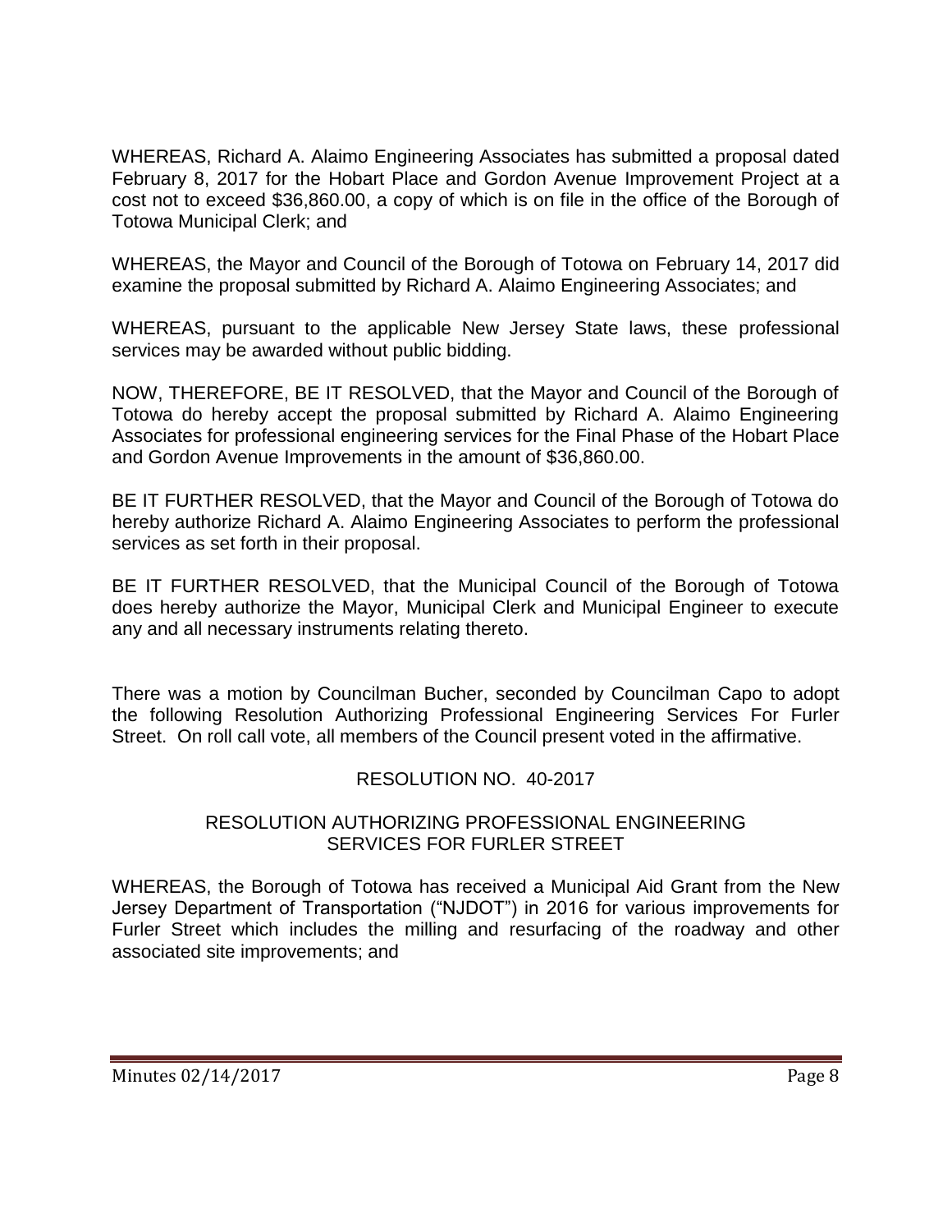WHEREAS, Richard A. Alaimo Engineering Associates has submitted a proposal dated February 8, 2017 for the Hobart Place and Gordon Avenue Improvement Project at a cost not to exceed $36,860.00, a copy of which is on file in the office of the Borough of Totowa Municipal Clerk; and

WHEREAS, the Mayor and Council of the Borough of Totowa on February 14, 2017 did examine the proposal submitted by Richard A. Alaimo Engineering Associates; and

WHEREAS, pursuant to the applicable New Jersey State laws, these professional services may be awarded without public bidding.

NOW, THEREFORE, BE IT RESOLVED, that the Mayor and Council of the Borough of Totowa do hereby accept the proposal submitted by Richard A. Alaimo Engineering Associates for professional engineering services for the Final Phase of the Hobart Place and Gordon Avenue Improvements in the amount of $36,860.00.

BE IT FURTHER RESOLVED, that the Mayor and Council of the Borough of Totowa do hereby authorize Richard A. Alaimo Engineering Associates to perform the professional services as set forth in their proposal.

BE IT FURTHER RESOLVED, that the Municipal Council of the Borough of Totowa does hereby authorize the Mayor, Municipal Clerk and Municipal Engineer to execute any and all necessary instruments relating thereto.

There was a motion by Councilman Bucher, seconded by Councilman Capo to adopt the following Resolution Authorizing Professional Engineering Services For Furler Street. On roll call vote, all members of the Council present voted in the affirmative.

RESOLUTION NO. 40-2017

RESOLUTION AUTHORIZING PROFESSIONAL ENGINEERING SERVICES FOR FURLER STREET

WHEREAS, the Borough of Totowa has received a Municipal Aid Grant from the New Jersey Department of Transportation ("NJDOT") in 2016 for various improvements for Furler Street which includes the milling and resurfacing of the roadway and other associated site improvements; and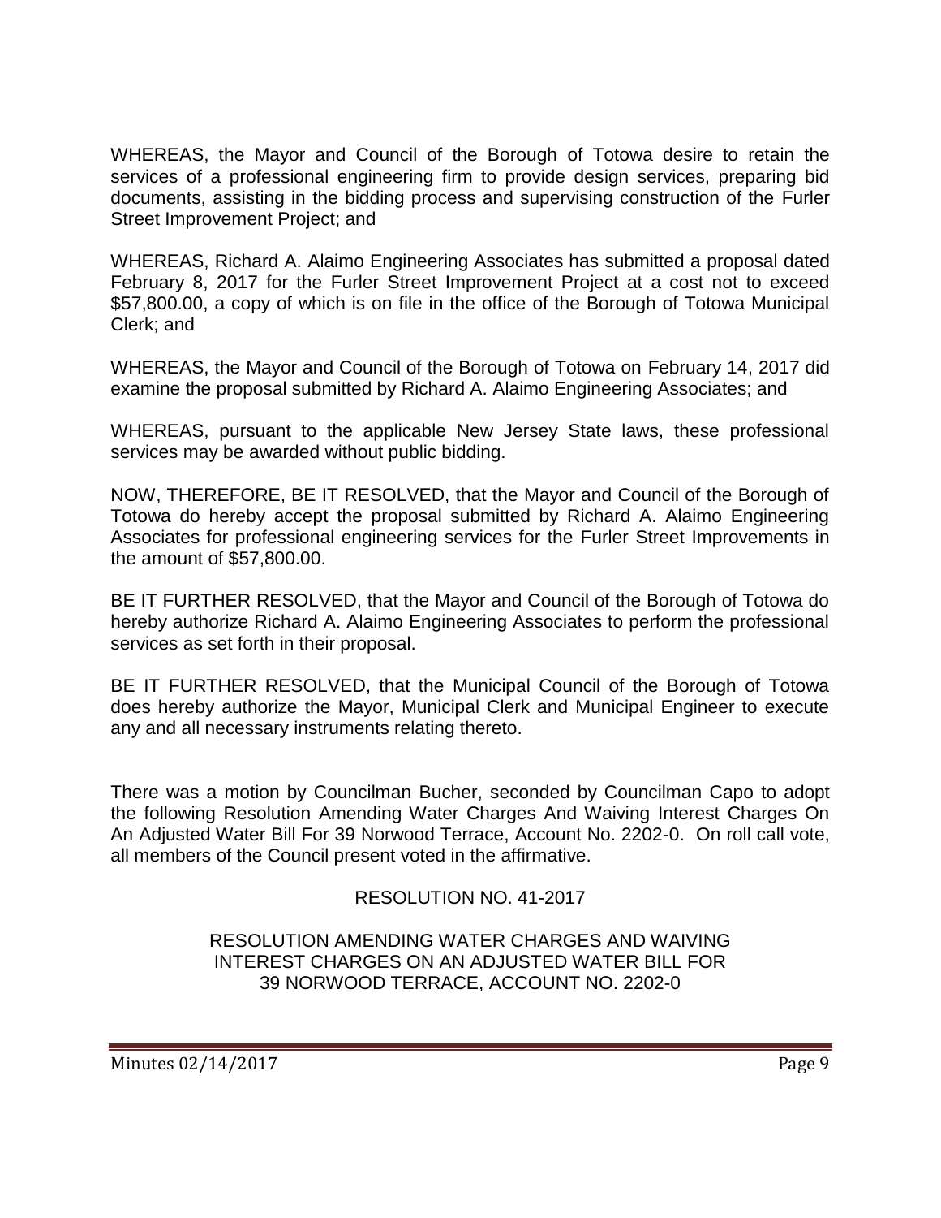WHEREAS, the Mayor and Council of the Borough of Totowa desire to retain the services of a professional engineering firm to provide design services, preparing bid documents, assisting in the bidding process and supervising construction of the Furler Street Improvement Project; and

WHEREAS, Richard A. Alaimo Engineering Associates has submitted a proposal dated February 8, 2017 for the Furler Street Improvement Project at a cost not to exceed $57,800.00, a copy of which is on file in the office of the Borough of Totowa Municipal Clerk; and

WHEREAS, the Mayor and Council of the Borough of Totowa on February 14, 2017 did examine the proposal submitted by Richard A. Alaimo Engineering Associates; and

WHEREAS, pursuant to the applicable New Jersey State laws, these professional services may be awarded without public bidding.

NOW, THEREFORE, BE IT RESOLVED, that the Mayor and Council of the Borough of Totowa do hereby accept the proposal submitted by Richard A. Alaimo Engineering Associates for professional engineering services for the Furler Street Improvements in the amount of $57,800.00.

BE IT FURTHER RESOLVED, that the Mayor and Council of the Borough of Totowa do hereby authorize Richard A. Alaimo Engineering Associates to perform the professional services as set forth in their proposal.

BE IT FURTHER RESOLVED, that the Municipal Council of the Borough of Totowa does hereby authorize the Mayor, Municipal Clerk and Municipal Engineer to execute any and all necessary instruments relating thereto.

There was a motion by Councilman Bucher, seconded by Councilman Capo to adopt the following Resolution Amending Water Charges And Waiving Interest Charges On An Adjusted Water Bill For 39 Norwood Terrace, Account No. 2202-0. On roll call vote, all members of the Council present voted in the affirmative.

RESOLUTION NO. 41-2017

RESOLUTION AMENDING WATER CHARGES AND WAIVING INTEREST CHARGES ON AN ADJUSTED WATER BILL FOR 39 NORWOOD TERRACE, ACCOUNT NO. 2202-0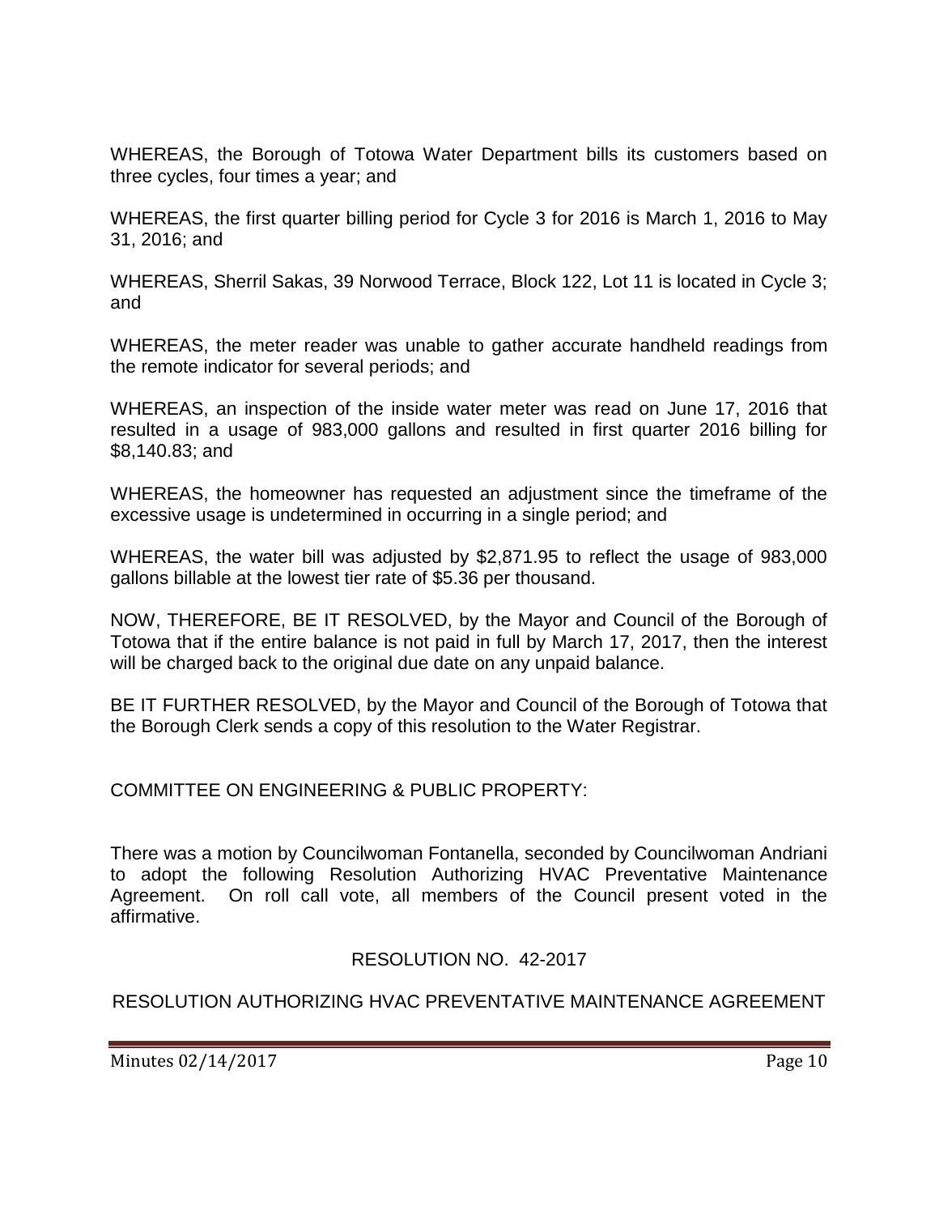WHEREAS, the Borough of Totowa Water Department bills its customers based on three cycles, four times a year; and

WHEREAS, the first quarter billing period for Cycle 3 for 2016 is March 1, 2016 to May 31, 2016; and

WHEREAS, Sherril Sakas, 39 Norwood Terrace, Block 122, Lot 11 is located in Cycle 3; and

WHEREAS, the meter reader was unable to gather accurate handheld readings from the remote indicator for several periods; and

WHEREAS, an inspection of the inside water meter was read on June 17, 2016 that resulted in a usage of 983,000 gallons and resulted in first quarter 2016 billing for $8,140.83; and

WHEREAS, the homeowner has requested an adjustment since the timeframe of the excessive usage is undetermined in occurring in a single period; and

WHEREAS, the water bill was adjusted by $2,871.95 to reflect the usage of 983,000 gallons billable at the lowest tier rate of $5.36 per thousand.

NOW, THEREFORE, BE IT RESOLVED, by the Mayor and Council of the Borough of Totowa that if the entire balance is not paid in full by March 17, 2017, then the interest will be charged back to the original due date on any unpaid balance.

BE IT FURTHER RESOLVED, by the Mayor and Council of the Borough of Totowa that the Borough Clerk sends a copy of this resolution to the Water Registrar.

COMMITTEE ON ENGINEERING & PUBLIC PROPERTY:

There was a motion by Councilwoman Fontanella, seconded by Councilwoman Andriani to adopt the following Resolution Authorizing HVAC Preventative Maintenance Agreement. On roll call vote, all members of the Council present voted in the affirmative.

RESOLUTION NO. 42-2017

RESOLUTION AUTHORIZING HVAC PREVENTATIVE MAINTENANCE AGREEMENT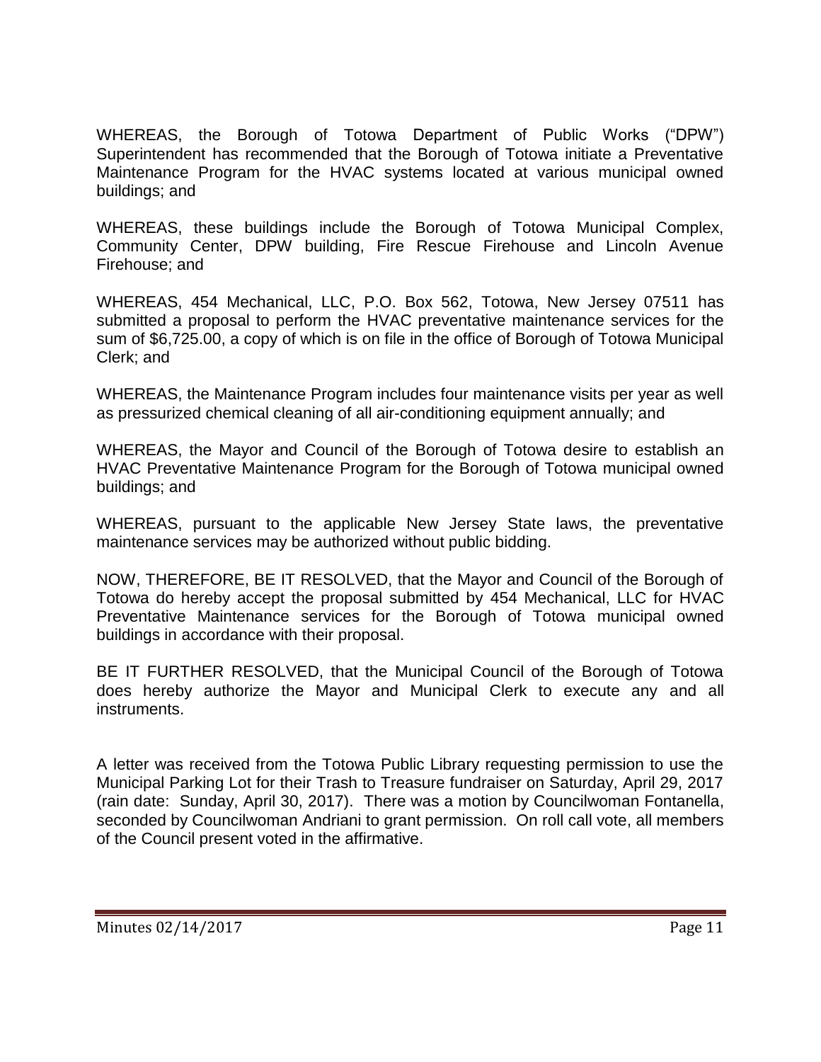WHEREAS, the Borough of Totowa Department of Public Works ("DPW") Superintendent has recommended that the Borough of Totowa initiate a Preventative Maintenance Program for the HVAC systems located at various municipal owned buildings; and

WHEREAS, these buildings include the Borough of Totowa Municipal Complex, Community Center, DPW building, Fire Rescue Firehouse and Lincoln Avenue Firehouse; and

WHEREAS, 454 Mechanical, LLC, P.O. Box 562, Totowa, New Jersey 07511 has submitted a proposal to perform the HVAC preventative maintenance services for the sum of $6,725.00, a copy of which is on file in the office of Borough of Totowa Municipal Clerk; and

WHEREAS, the Maintenance Program includes four maintenance visits per year as well as pressurized chemical cleaning of all air-conditioning equipment annually; and

WHEREAS, the Mayor and Council of the Borough of Totowa desire to establish an HVAC Preventative Maintenance Program for the Borough of Totowa municipal owned buildings; and

WHEREAS, pursuant to the applicable New Jersey State laws, the preventative maintenance services may be authorized without public bidding.

NOW, THEREFORE, BE IT RESOLVED, that the Mayor and Council of the Borough of Totowa do hereby accept the proposal submitted by 454 Mechanical, LLC for HVAC Preventative Maintenance services for the Borough of Totowa municipal owned buildings in accordance with their proposal.

BE IT FURTHER RESOLVED, that the Municipal Council of the Borough of Totowa does hereby authorize the Mayor and Municipal Clerk to execute any and all instruments.

A letter was received from the Totowa Public Library requesting permission to use the Municipal Parking Lot for their Trash to Treasure fundraiser on Saturday, April 29, 2017 (rain date: Sunday, April 30, 2017). There was a motion by Councilwoman Fontanella, seconded by Councilwoman Andriani to grant permission. On roll call vote, all members of the Council present voted in the affirmative.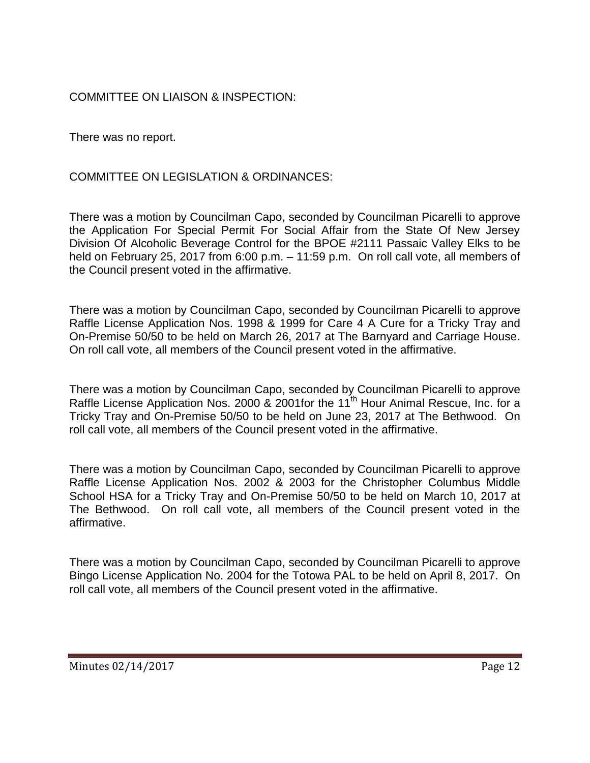COMMITTEE ON LIAISON & INSPECTION:

There was no report.

COMMITTEE ON LEGISLATION & ORDINANCES:

There was a motion by Councilman Capo, seconded by Councilman Picarelli to approve the Application For Special Permit For Social Affair from the State Of New Jersey Division Of Alcoholic Beverage Control for the BPOE #2111 Passaic Valley Elks to be held on February 25, 2017 from 6:00 p.m. – 11:59 p.m. On roll call vote, all members of the Council present voted in the affirmative.

There was a motion by Councilman Capo, seconded by Councilman Picarelli to approve Raffle License Application Nos. 1998 & 1999 for Care 4 A Cure for a Tricky Tray and On-Premise 50/50 to be held on March 26, 2017 at The Barnyard and Carriage House. On roll call vote, all members of the Council present voted in the affirmative.

There was a motion by Councilman Capo, seconded by Councilman Picarelli to approve Raffle License Application Nos. 2000 & 2001for the 11th Hour Animal Rescue, Inc. for a Tricky Tray and On-Premise 50/50 to be held on June 23, 2017 at The Bethwood. On roll call vote, all members of the Council present voted in the affirmative.

There was a motion by Councilman Capo, seconded by Councilman Picarelli to approve Raffle License Application Nos. 2002 & 2003 for the Christopher Columbus Middle School HSA for a Tricky Tray and On-Premise 50/50 to be held on March 10, 2017 at The Bethwood. On roll call vote, all members of the Council present voted in the affirmative.

There was a motion by Councilman Capo, seconded by Councilman Picarelli to approve Bingo License Application No. 2004 for the Totowa PAL to be held on April 8, 2017. On roll call vote, all members of the Council present voted in the affirmative.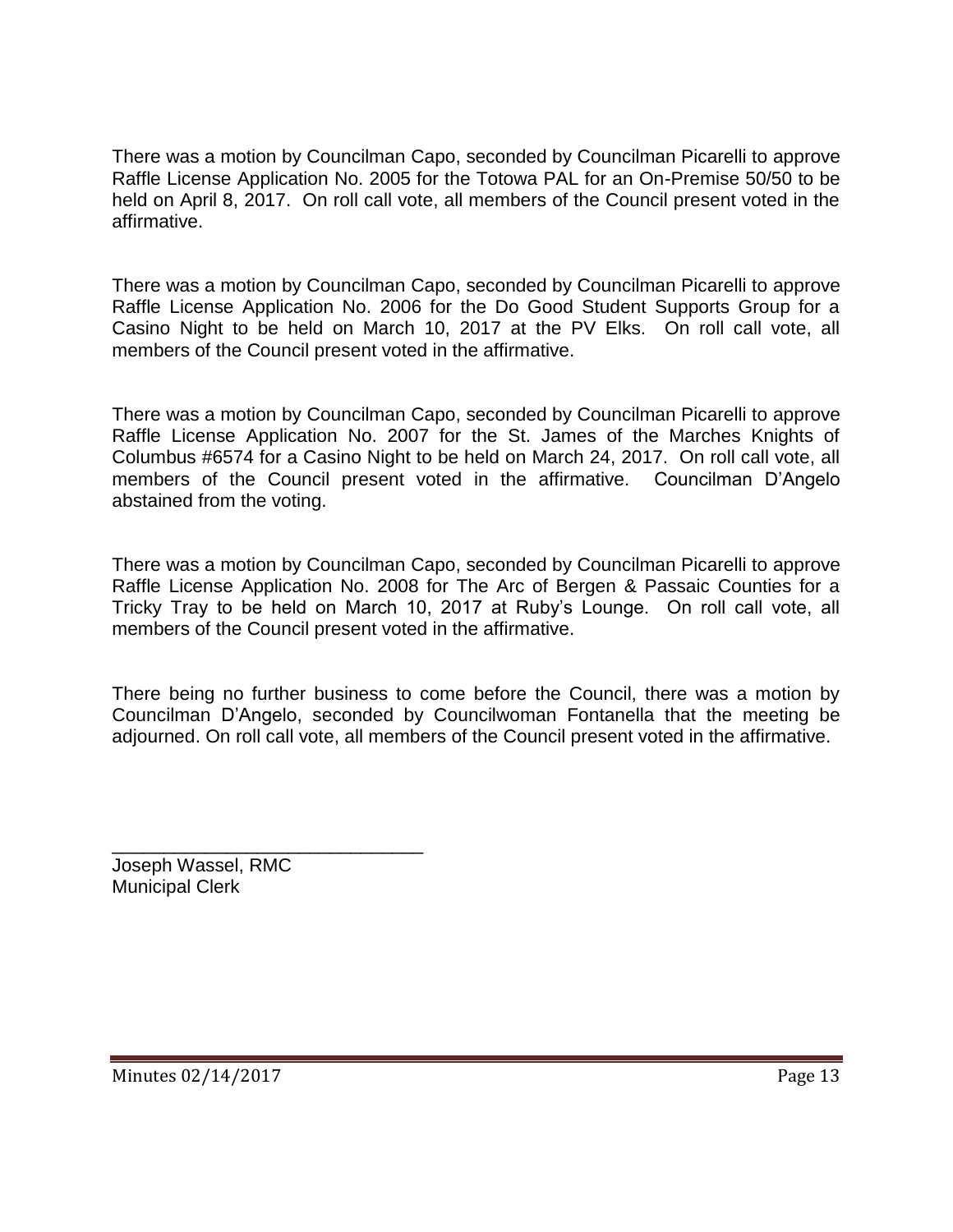There was a motion by Councilman Capo, seconded by Councilman Picarelli to approve Raffle License Application No. 2005 for the Totowa PAL for an On-Premise 50/50 to be held on April 8, 2017. On roll call vote, all members of the Council present voted in the affirmative.

There was a motion by Councilman Capo, seconded by Councilman Picarelli to approve Raffle License Application No. 2006 for the Do Good Student Supports Group for a Casino Night to be held on March 10, 2017 at the PV Elks. On roll call vote, all members of the Council present voted in the affirmative.

There was a motion by Councilman Capo, seconded by Councilman Picarelli to approve Raffle License Application No. 2007 for the St. James of the Marches Knights of Columbus #6574 for a Casino Night to be held on March 24, 2017. On roll call vote, all members of the Council present voted in the affirmative. Councilman D'Angelo abstained from the voting.

There was a motion by Councilman Capo, seconded by Councilman Picarelli to approve Raffle License Application No. 2008 for The Arc of Bergen & Passaic Counties for a Tricky Tray to be held on March 10, 2017 at Ruby's Lounge. On roll call vote, all members of the Council present voted in the affirmative.

There being no further business to come before the Council, there was a motion by Councilman D'Angelo, seconded by Councilwoman Fontanella that the meeting be adjourned. On roll call vote, all members of the Council present voted in the affirmative.

\_\_\_\_\_\_\_\_\_\_\_\_\_\_\_\_\_\_\_\_\_\_\_\_\_\_\_\_\_\_\_

Joseph Wassel, RMC
Municipal Clerk